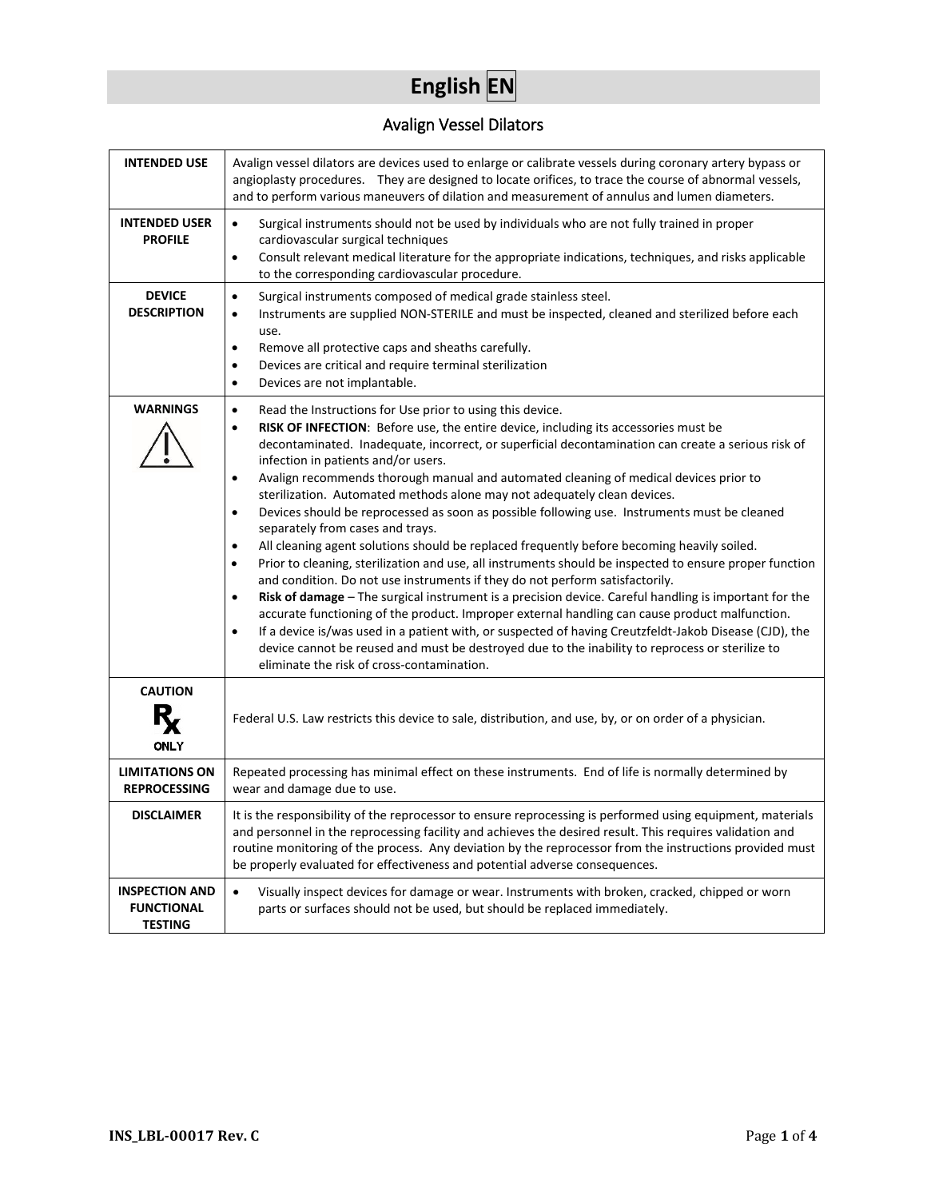# English EN

## Avalign Vessel Dilators

| | |
|---|---|
| **INTENDED USE** | Avalign vessel dilators are devices used to enlarge or calibrate vessels during coronary artery bypass or angioplasty procedures. They are designed to locate orifices, to trace the course of abnormal vessels, and to perform various maneuvers of dilation and measurement of annulus and lumen diameters. |
| **INTENDED USER PROFILE** | • Surgical instruments should not be used by individuals who are not fully trained in proper cardiovascular surgical techniques<br>• Consult relevant medical literature for the appropriate indications, techniques, and risks applicable to the corresponding cardiovascular procedure. |
| **DEVICE DESCRIPTION** | • Surgical instruments composed of medical grade stainless steel.<br>• Instruments are supplied NON-STERILE and must be inspected, cleaned and sterilized before each use.<br>• Remove all protective caps and sheaths carefully.<br>• Devices are critical and require terminal sterilization<br>• Devices are not implantable. |
| **WARNINGS** | • Read the Instructions for Use prior to using this device.<br>• **RISK OF INFECTION**: Before use, the entire device, including its accessories must be decontaminated. Inadequate, incorrect, or superficial decontamination can create a serious risk of infection in patients and/or users.<br>• Avalign recommends thorough manual and automated cleaning of medical devices prior to sterilization. Automated methods alone may not adequately clean devices.<br>• Devices should be reprocessed as soon as possible following use. Instruments must be cleaned separately from cases and trays.<br>• All cleaning agent solutions should be replaced frequently before becoming heavily soiled.<br>• Prior to cleaning, sterilization and use, all instruments should be inspected to ensure proper function and condition. Do not use instruments if they do not perform satisfactorily.<br>• **Risk of damage** – The surgical instrument is a precision device. Careful handling is important for the accurate functioning of the product. Improper external handling can cause product malfunction.<br>• If a device is/was used in a patient with, or suspected of having Creutzfeldt-Jakob Disease (CJD), the device cannot be reused and must be destroyed due to the inability to reprocess or sterilize to eliminate the risk of cross-contamination. |
| **CAUTION**<br>Rx ONLY | Federal U.S. Law restricts this device to sale, distribution, and use, by, or on order of a physician. |
| **LIMITATIONS ON REPROCESSING** | Repeated processing has minimal effect on these instruments. End of life is normally determined by wear and damage due to use. |
| **DISCLAIMER** | It is the responsibility of the reprocessor to ensure reprocessing is performed using equipment, materials and personnel in the reprocessing facility and achieves the desired result. This requires validation and routine monitoring of the process. Any deviation by the reprocessor from the instructions provided must be properly evaluated for effectiveness and potential adverse consequences. |
| **INSPECTION AND FUNCTIONAL TESTING** | • Visually inspect devices for damage or wear. Instruments with broken, cracked, chipped or worn parts or surfaces should not be used, but should be replaced immediately. |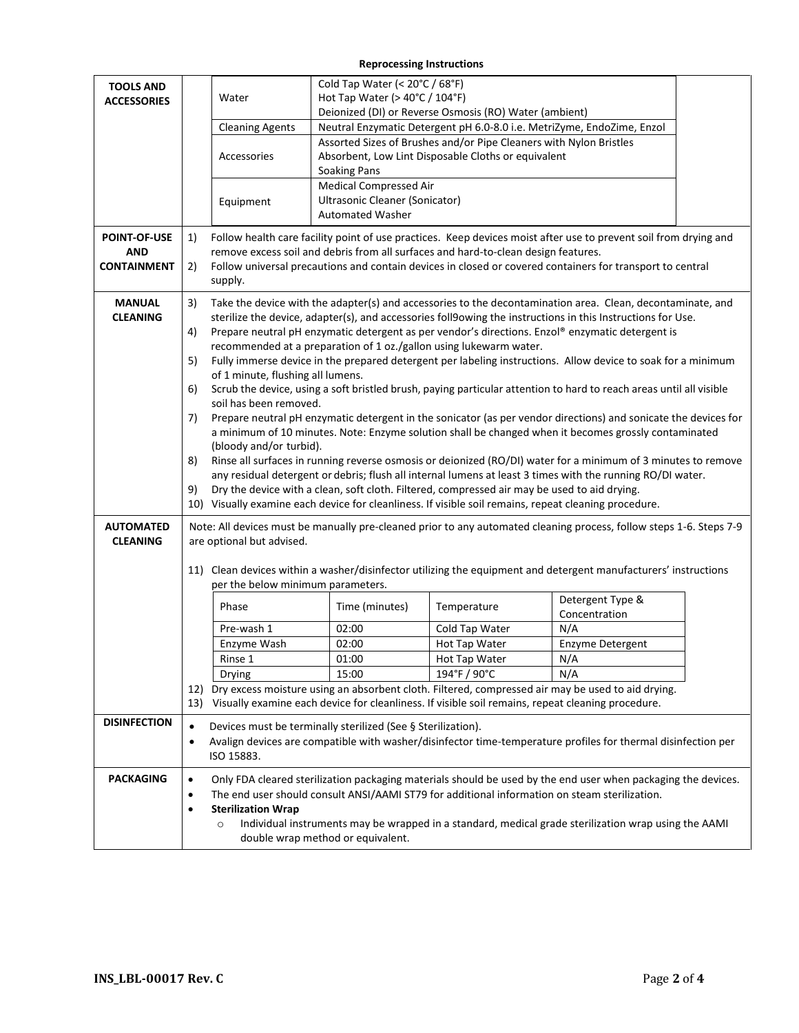**Reprocessing Instructions**

| | |
|---|---|
| **TOOLS AND ACCESSORIES** | **Water:** Cold Tap Water (< 20°C / 68°F)<br>Hot Tap Water (> 40°C / 104°F)<br>Deionized (DI) or Reverse Osmosis (RO) Water (ambient)<br>**Cleaning Agents:** Neutral Enzymatic Detergent pH 6.0-8.0 i.e. MetriZyme, EndoZime, Enzol<br>**Accessories:** Assorted Sizes of Brushes and/or Pipe Cleaners with Nylon Bristles<br>Absorbent, Low Lint Disposable Cloths or equivalent<br>Soaking Pans<br>**Equipment:** Medical Compressed Air<br>Ultrasonic Cleaner (Sonicator)<br>Automated Washer |
| **POINT-OF-USE AND CONTAINMENT** | 1) Follow health care facility point of use practices. Keep devices moist after use to prevent soil from drying and remove excess soil and debris from all surfaces and hard-to-clean design features.<br>2) Follow universal precautions and contain devices in closed or covered containers for transport to central supply. |
| **MANUAL CLEANING** | 3) Take the device with the adapter(s) and accessories to the decontamination area. Clean, decontaminate, and sterilize the device, adapter(s), and accessories foll9owing the instructions in this Instructions for Use.<br>4) Prepare neutral pH enzymatic detergent as per vendor's directions. Enzol® enzymatic detergent is recommended at a preparation of 1 oz./gallon using lukewarm water.<br>5) Fully immerse device in the prepared detergent per labeling instructions. Allow device to soak for a minimum of 1 minute, flushing all lumens.<br>6) Scrub the device, using a soft bristled brush, paying particular attention to hard to reach areas until all visible soil has been removed.<br>7) Prepare neutral pH enzymatic detergent in the sonicator (as per vendor directions) and sonicate the devices for a minimum of 10 minutes. Note: Enzyme solution shall be changed when it becomes grossly contaminated (bloody and/or turbid).<br>8) Rinse all surfaces in running reverse osmosis or deionized (RO/DI) water for a minimum of 3 minutes to remove any residual detergent or debris; flush all internal lumens at least 3 times with the running RO/DI water.<br>9) Dry the device with a clean, soft cloth. Filtered, compressed air may be used to aid drying.<br>10) Visually examine each device for cleanliness. If visible soil remains, repeat cleaning procedure. |
| **AUTOMATED CLEANING** | Note: All devices must be manually pre-cleaned prior to any automated cleaning process, follow steps 1-6. Steps 7-9 are optional but advised.<br>11) Clean devices within a washer/disinfector utilizing the equipment and detergent manufacturers' instructions per the below minimum parameters. (see table below)<br>12) Dry excess moisture using an absorbent cloth. Filtered, compressed air may be used to aid drying.<br>13) Visually examine each device for cleanliness. If visible soil remains, repeat cleaning procedure. |
| **DISINFECTION** | • Devices must be terminally sterilized (See § Sterilization).<br>• Avalign devices are compatible with washer/disinfector time-temperature profiles for thermal disinfection per ISO 15883. |
| **PACKAGING** | • Only FDA cleared sterilization packaging materials should be used by the end user when packaging the devices.<br>• The end user should consult ANSI/AAMI ST79 for additional information on steam sterilization.<br>• **Sterilization Wrap**<br>○ Individual instruments may be wrapped in a standard, medical grade sterilization wrap using the AAMI double wrap method or equivalent. |

| Phase | Time (minutes) | Temperature | Detergent Type & Concentration |
|---|---|---|---|
| Pre-wash 1 | 02:00 | Cold Tap Water | N/A |
| Enzyme Wash | 02:00 | Hot Tap Water | Enzyme Detergent |
| Rinse 1 | 01:00 | Hot Tap Water | N/A |
| Drying | 15:00 | 194°F / 90°C | N/A |

INS_LBL-00017 Rev. C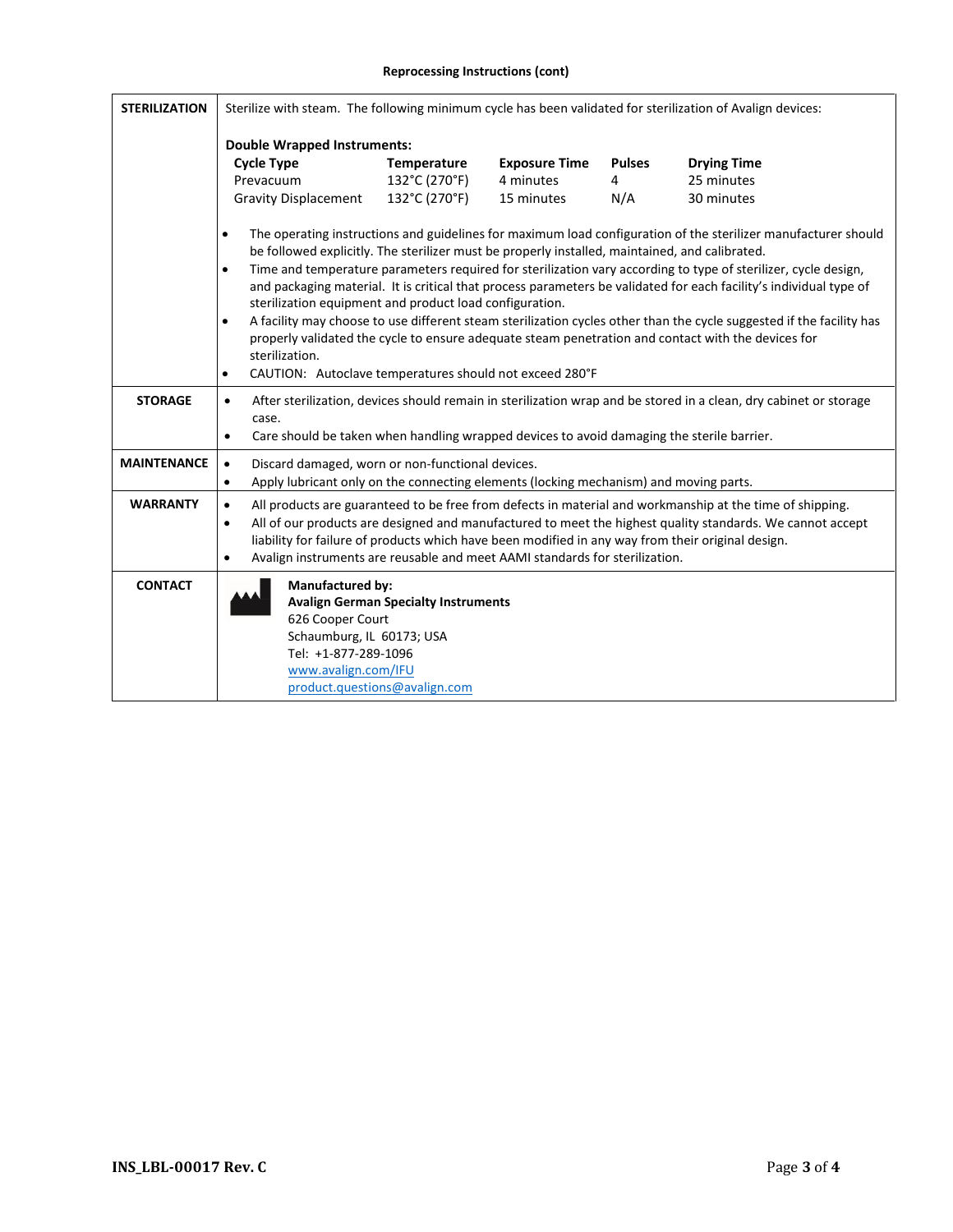**Reprocessing Instructions (cont)**

| | |
|---|---|
| **STERILIZATION** | Sterilize with steam. The following minimum cycle has been validated for sterilization of Avalign devices:<br><br>**Double Wrapped Instruments:**<br><br>**Cycle Type** / **Temperature** / **Exposure Time** / **Pulses** / **Drying Time**<br>Prevacuum / 132°C (270°F) / 4 minutes / 4 / 25 minutes<br>Gravity Displacement / 132°C (270°F) / 15 minutes / N/A / 30 minutes<br><br>• The operating instructions and guidelines for maximum load configuration of the sterilizer manufacturer should be followed explicitly. The sterilizer must be properly installed, maintained, and calibrated.<br>• Time and temperature parameters required for sterilization vary according to type of sterilizer, cycle design, and packaging material. It is critical that process parameters be validated for each facility's individual type of sterilization equipment and product load configuration.<br>• A facility may choose to use different steam sterilization cycles other than the cycle suggested if the facility has properly validated the cycle to ensure adequate steam penetration and contact with the devices for sterilization.<br>• CAUTION: Autoclave temperatures should not exceed 280°F |
| **STORAGE** | • After sterilization, devices should remain in sterilization wrap and be stored in a clean, dry cabinet or storage case.<br>• Care should be taken when handling wrapped devices to avoid damaging the sterile barrier. |
| **MAINTENANCE** | • Discard damaged, worn or non-functional devices.<br>• Apply lubricant only on the connecting elements (locking mechanism) and moving parts. |
| **WARRANTY** | • All products are guaranteed to be free from defects in material and workmanship at the time of shipping.<br>• All of our products are designed and manufactured to meet the highest quality standards. We cannot accept liability for failure of products which have been modified in any way from their original design.<br>• Avalign instruments are reusable and meet AAMI standards for sterilization. |
| **CONTACT** | **Manufactured by:**<br>**Avalign German Specialty Instruments**<br>626 Cooper Court<br>Schaumburg, IL 60173; USA<br>Tel: +1-877-289-1096<br>www.avalign.com/IFU<br>product.questions@avalign.com |

INS_LBL-00017 Rev. C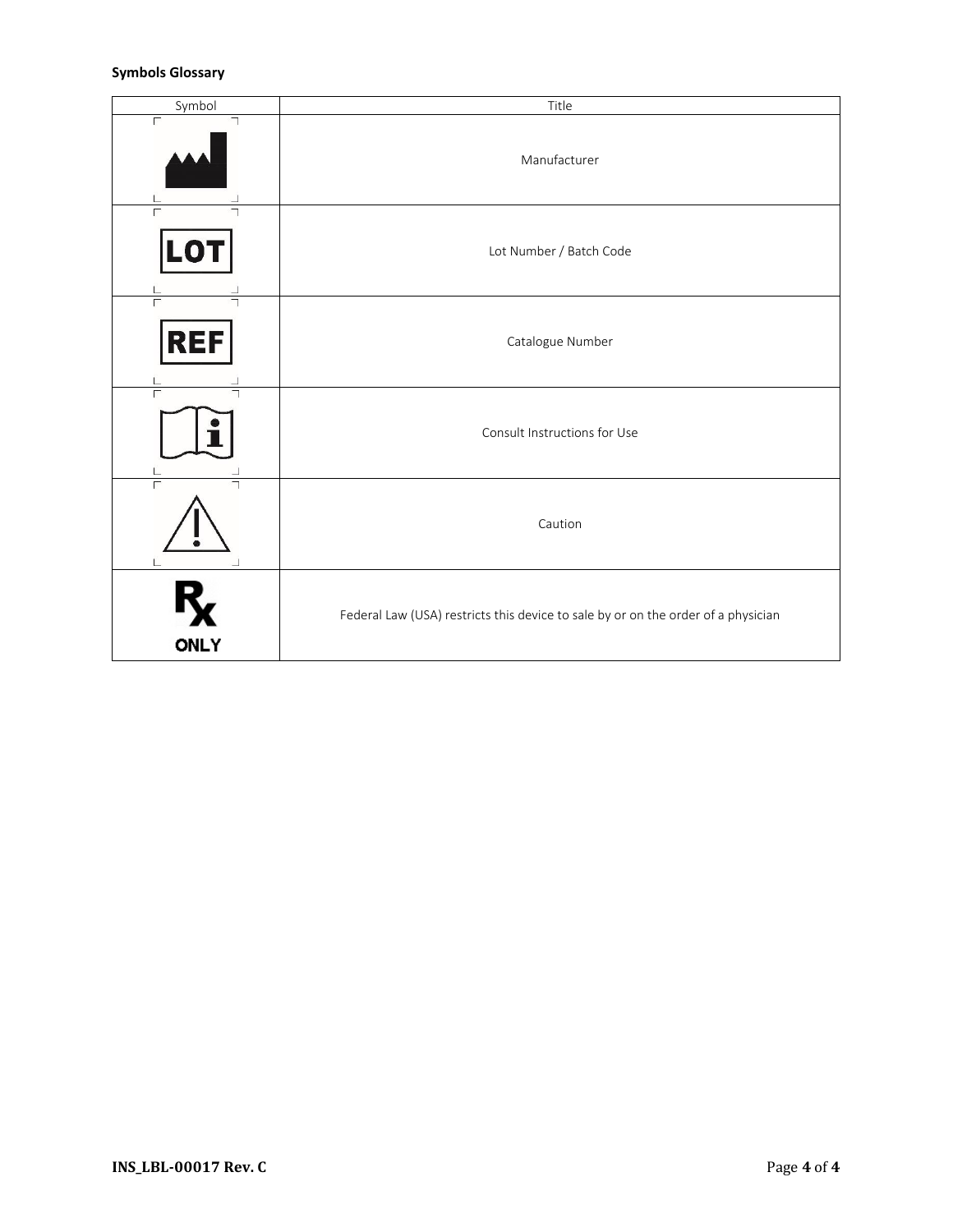**Symbols Glossary**

| Symbol | Title |
| --- | --- |
| | Manufacturer |
| LOT | Lot Number / Batch Code |
| REF | Catalogue Number |
| | Consult Instructions for Use |
| | Caution |
| Rx ONLY | Federal Law (USA) restricts this device to sale by or on the order of a physician |

**INS_LBL-00017 Rev. C**